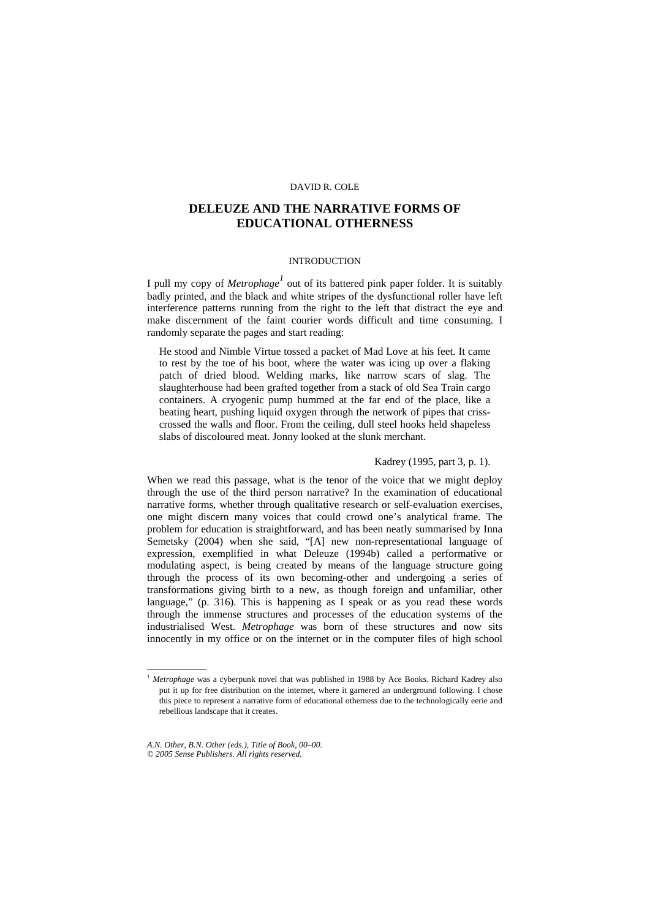DAVID R. COLE

# DELEUZE AND THE NARRATIVE FORMS OF EDUCATIONAL OTHERNESS

## INTRODUCTION

I pull my copy of *Metrophage*[1] out of its battered pink paper folder. It is suitably badly printed, and the black and white stripes of the dysfunctional roller have left interference patterns running from the right to the left that distract the eye and make discernment of the faint courier words difficult and time consuming. I randomly separate the pages and start reading:

> He stood and Nimble Virtue tossed a packet of Mad Love at his feet. It came to rest by the toe of his boot, where the water was icing up over a flaking patch of dried blood. Welding marks, like narrow scars of slag. The slaughterhouse had been grafted together from a stack of old Sea Train cargo containers. A cryogenic pump hummed at the far end of the place, like a beating heart, pushing liquid oxygen through the network of pipes that criss-crossed the walls and floor. From the ceiling, dull steel hooks held shapeless slabs of discoloured meat. Jonny looked at the slunk merchant.
>
> Kadrey (1995, part 3, p. 1).

When we read this passage, what is the tenor of the voice that we might deploy through the use of the third person narrative? In the examination of educational narrative forms, whether through qualitative research or self-evaluation exercises, one might discern many voices that could crowd one's analytical frame. The problem for education is straightforward, and has been neatly summarised by Inna Semetsky (2004) when she said, "[A] new non-representational language of expression, exemplified in what Deleuze (1994b) called a performative or modulating aspect, is being created by means of the language structure going through the process of its own becoming-other and undergoing a series of transformations giving birth to a new, as though foreign and unfamiliar, other language," (p. 316). This is happening as I speak or as you read these words through the immense structures and processes of the education systems of the industrialised West. *Metrophage* was born of these structures and now sits innocently in my office or on the internet or in the computer files of high school

---

[1] *Metrophage* was a cyberpunk novel that was published in 1988 by Ace Books. Richard Kadrey also put it up for free distribution on the internet, where it garnered an underground following. I chose this piece to represent a narrative form of educational otherness due to the technologically eerie and rebellious landscape that it creates.

*A.N. Other, B.N. Other (eds.), Title of Book, 00–00.*
*© 2005 Sense Publishers. All rights reserved.*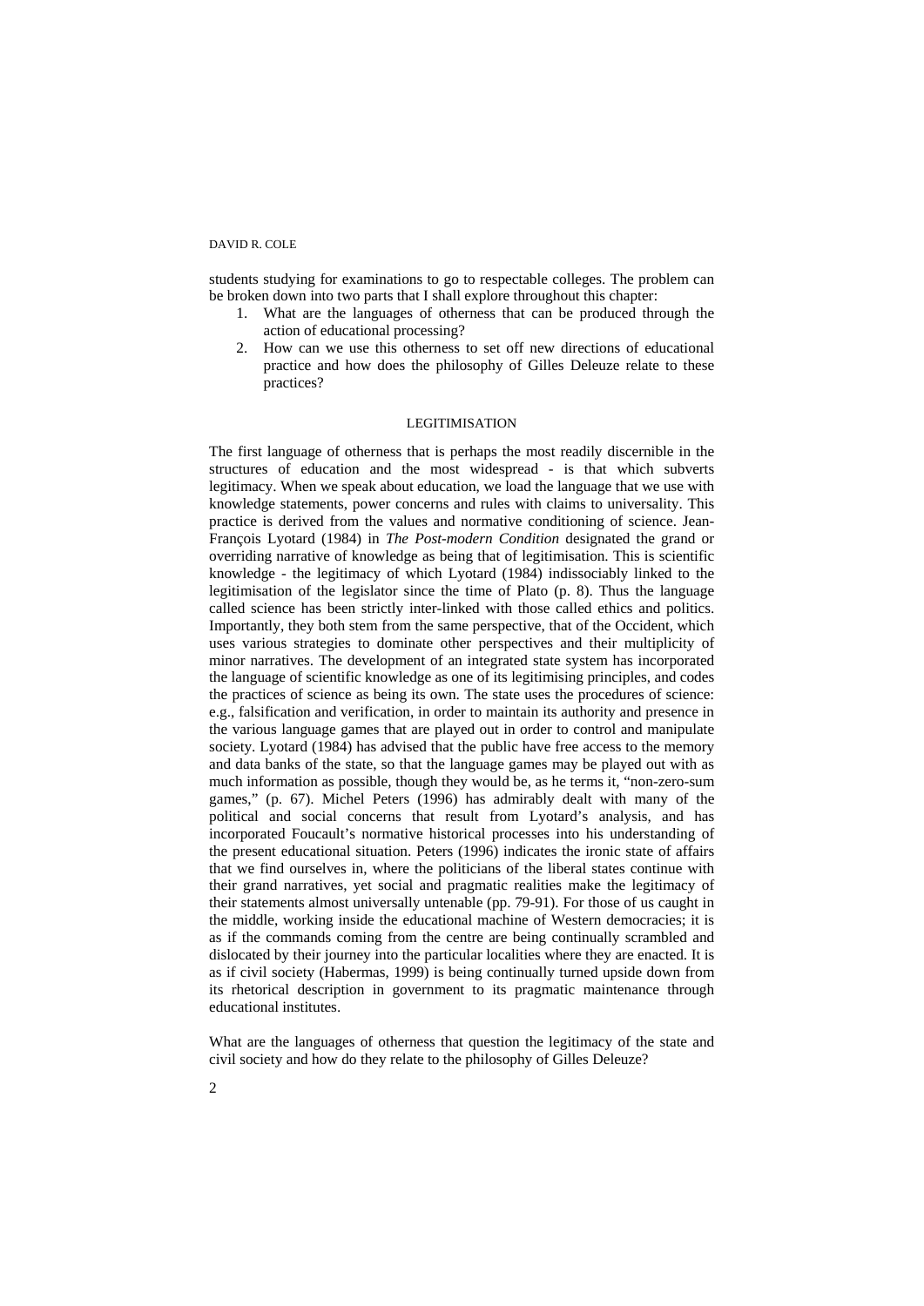students studying for examinations to go to respectable colleges. The problem can be broken down into two parts that I shall explore throughout this chapter:

1. What are the languages of otherness that can be produced through the action of educational processing?
2. How can we use this otherness to set off new directions of educational practice and how does the philosophy of Gilles Deleuze relate to these practices?

## LEGITIMISATION

The first language of otherness that is perhaps the most readily discernible in the structures of education and the most widespread - is that which subverts legitimacy. When we speak about education, we load the language that we use with knowledge statements, power concerns and rules with claims to universality. This practice is derived from the values and normative conditioning of science. Jean-François Lyotard (1984) in *The Post-modern Condition* designated the grand or overriding narrative of knowledge as being that of legitimisation. This is scientific knowledge - the legitimacy of which Lyotard (1984) indissociably linked to the legitimisation of the legislator since the time of Plato (p. 8). Thus the language called science has been strictly inter-linked with those called ethics and politics. Importantly, they both stem from the same perspective, that of the Occident, which uses various strategies to dominate other perspectives and their multiplicity of minor narratives. The development of an integrated state system has incorporated the language of scientific knowledge as one of its legitimising principles, and codes the practices of science as being its own. The state uses the procedures of science: e.g., falsification and verification, in order to maintain its authority and presence in the various language games that are played out in order to control and manipulate society. Lyotard (1984) has advised that the public have free access to the memory and data banks of the state, so that the language games may be played out with as much information as possible, though they would be, as he terms it, "non-zero-sum games," (p. 67). Michel Peters (1996) has admirably dealt with many of the political and social concerns that result from Lyotard's analysis, and has incorporated Foucault's normative historical processes into his understanding of the present educational situation. Peters (1996) indicates the ironic state of affairs that we find ourselves in, where the politicians of the liberal states continue with their grand narratives, yet social and pragmatic realities make the legitimacy of their statements almost universally untenable (pp. 79-91). For those of us caught in the middle, working inside the educational machine of Western democracies; it is as if the commands coming from the centre are being continually scrambled and dislocated by their journey into the particular localities where they are enacted. It is as if civil society (Habermas, 1999) is being continually turned upside down from its rhetorical description in government to its pragmatic maintenance through educational institutes.

What are the languages of otherness that question the legitimacy of the state and civil society and how do they relate to the philosophy of Gilles Deleuze?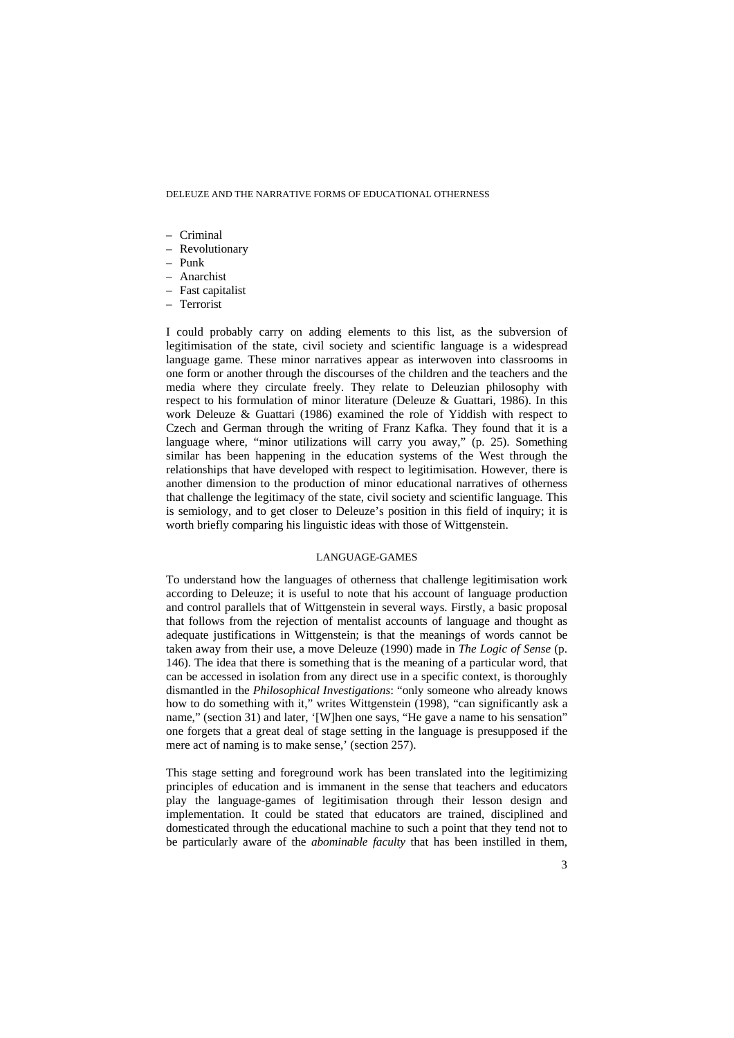– Criminal
– Revolutionary
– Punk
– Anarchist
– Fast capitalist
– Terrorist

I could probably carry on adding elements to this list, as the subversion of legitimisation of the state, civil society and scientific language is a widespread language game. These minor narratives appear as interwoven into classrooms in one form or another through the discourses of the children and the teachers and the media where they circulate freely. They relate to Deleuzian philosophy with respect to his formulation of minor literature (Deleuze & Guattari, 1986). In this work Deleuze & Guattari (1986) examined the role of Yiddish with respect to Czech and German through the writing of Franz Kafka. They found that it is a language where, "minor utilizations will carry you away," (p. 25). Something similar has been happening in the education systems of the West through the relationships that have developed with respect to legitimisation. However, there is another dimension to the production of minor educational narratives of otherness that challenge the legitimacy of the state, civil society and scientific language. This is semiology, and to get closer to Deleuze's position in this field of inquiry; it is worth briefly comparing his linguistic ideas with those of Wittgenstein.

## LANGUAGE-GAMES

To understand how the languages of otherness that challenge legitimisation work according to Deleuze; it is useful to note that his account of language production and control parallels that of Wittgenstein in several ways. Firstly, a basic proposal that follows from the rejection of mentalist accounts of language and thought as adequate justifications in Wittgenstein; is that the meanings of words cannot be taken away from their use, a move Deleuze (1990) made in *The Logic of Sense* (p. 146). The idea that there is something that is the meaning of a particular word, that can be accessed in isolation from any direct use in a specific context, is thoroughly dismantled in the *Philosophical Investigations*: "only someone who already knows how to do something with it," writes Wittgenstein (1998), "can significantly ask a name," (section 31) and later, '[W]hen one says, "He gave a name to his sensation" one forgets that a great deal of stage setting in the language is presupposed if the mere act of naming is to make sense,' (section 257).

This stage setting and foreground work has been translated into the legitimizing principles of education and is immanent in the sense that teachers and educators play the language-games of legitimisation through their lesson design and implementation. It could be stated that educators are trained, disciplined and domesticated through the educational machine to such a point that they tend not to be particularly aware of the *abominable faculty* that has been instilled in them,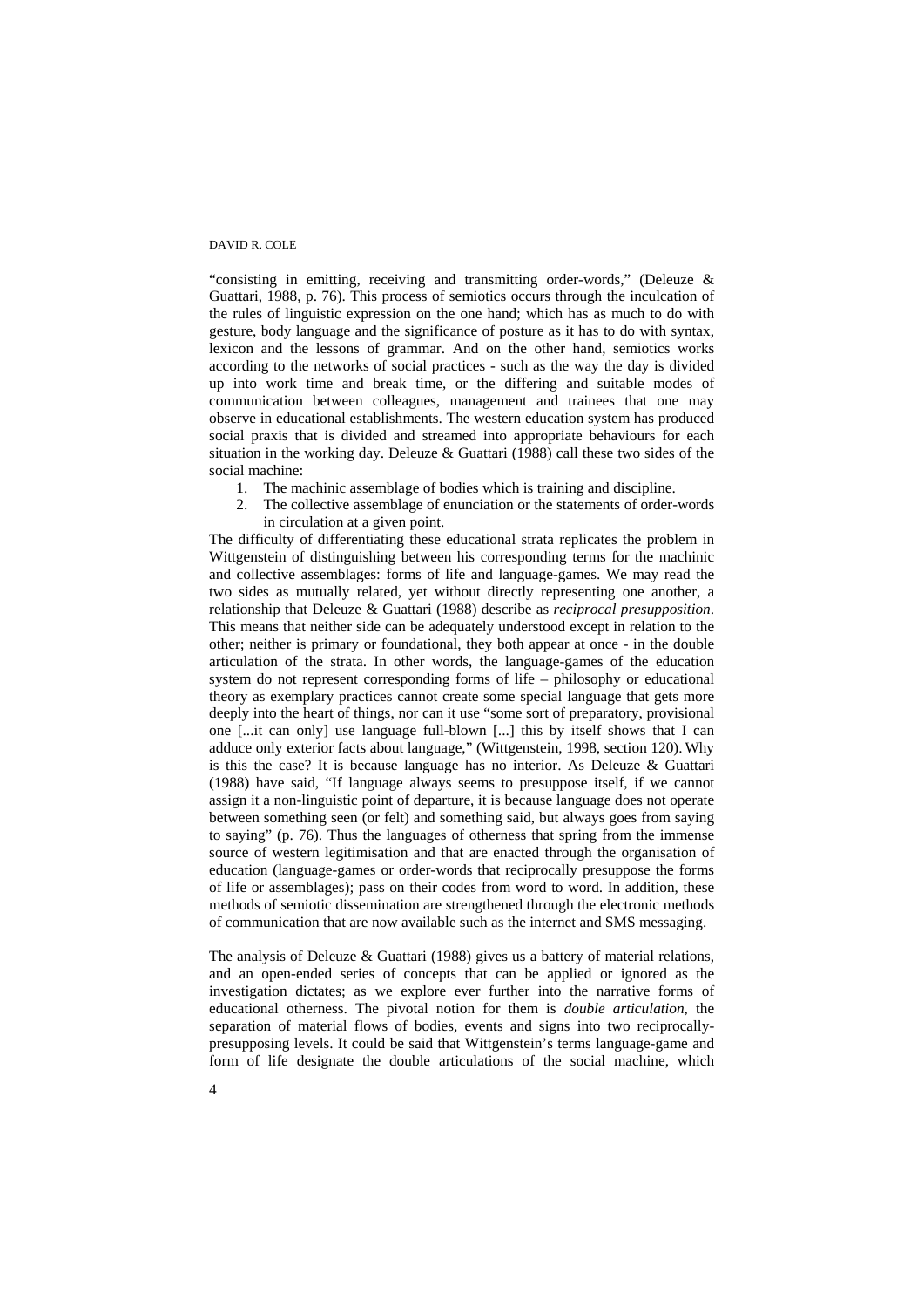"consisting in emitting, receiving and transmitting order-words," (Deleuze & Guattari, 1988, p. 76). This process of semiotics occurs through the inculcation of the rules of linguistic expression on the one hand; which has as much to do with gesture, body language and the significance of posture as it has to do with syntax, lexicon and the lessons of grammar. And on the other hand, semiotics works according to the networks of social practices - such as the way the day is divided up into work time and break time, or the differing and suitable modes of communication between colleagues, management and trainees that one may observe in educational establishments. The western education system has produced social praxis that is divided and streamed into appropriate behaviours for each situation in the working day. Deleuze & Guattari (1988) call these two sides of the social machine:

1. The machinic assemblage of bodies which is training and discipline.
2. The collective assemblage of enunciation or the statements of order-words in circulation at a given point.

The difficulty of differentiating these educational strata replicates the problem in Wittgenstein of distinguishing between his corresponding terms for the machinic and collective assemblages: forms of life and language-games. We may read the two sides as mutually related, yet without directly representing one another, a relationship that Deleuze & Guattari (1988) describe as *reciprocal presupposition*. This means that neither side can be adequately understood except in relation to the other; neither is primary or foundational, they both appear at once - in the double articulation of the strata. In other words, the language-games of the education system do not represent corresponding forms of life – philosophy or educational theory as exemplary practices cannot create some special language that gets more deeply into the heart of things, nor can it use "some sort of preparatory, provisional one [...it can only] use language full-blown [...] this by itself shows that I can adduce only exterior facts about language," (Wittgenstein, 1998, section 120). Why is this the case? It is because language has no interior. As Deleuze & Guattari (1988) have said, "If language always seems to presuppose itself, if we cannot assign it a non-linguistic point of departure, it is because language does not operate between something seen (or felt) and something said, but always goes from saying to saying" (p. 76). Thus the languages of otherness that spring from the immense source of western legitimisation and that are enacted through the organisation of education (language-games or order-words that reciprocally presuppose the forms of life or assemblages); pass on their codes from word to word. In addition, these methods of semiotic dissemination are strengthened through the electronic methods of communication that are now available such as the internet and SMS messaging.

The analysis of Deleuze & Guattari (1988) gives us a battery of material relations, and an open-ended series of concepts that can be applied or ignored as the investigation dictates; as we explore ever further into the narrative forms of educational otherness. The pivotal notion for them is *double articulation*, the separation of material flows of bodies, events and signs into two reciprocally-presupposing levels. It could be said that Wittgenstein's terms language-game and form of life designate the double articulations of the social machine, which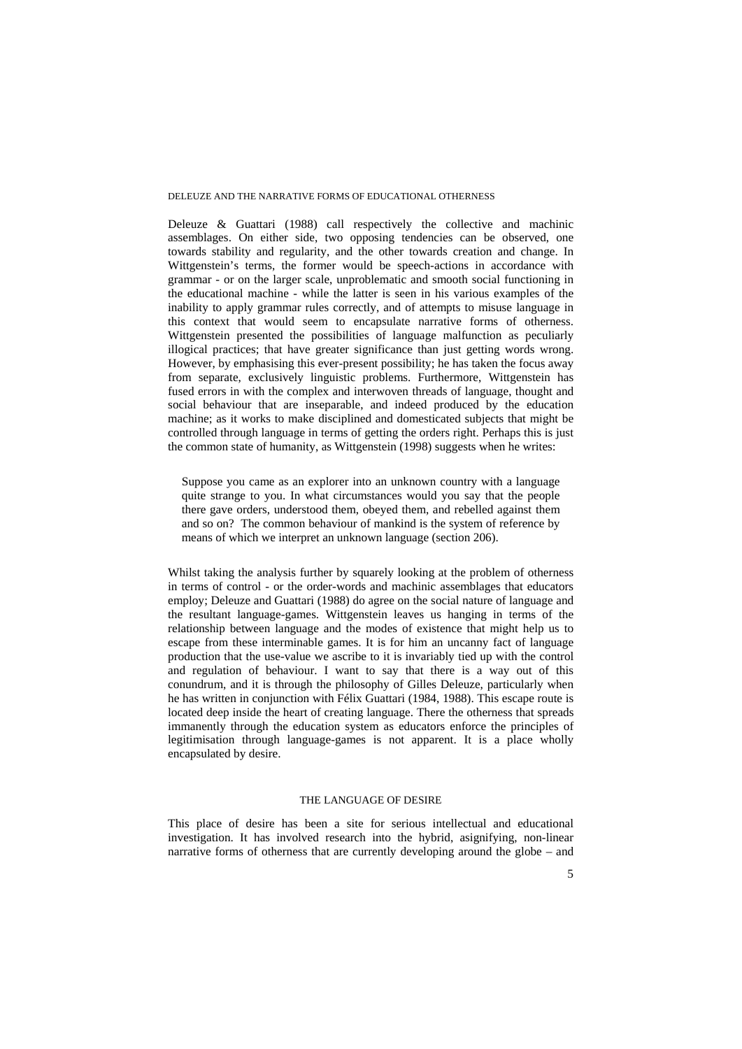Deleuze & Guattari (1988) call respectively the collective and machinic assemblages. On either side, two opposing tendencies can be observed, one towards stability and regularity, and the other towards creation and change. In Wittgenstein's terms, the former would be speech-actions in accordance with grammar - or on the larger scale, unproblematic and smooth social functioning in the educational machine - while the latter is seen in his various examples of the inability to apply grammar rules correctly, and of attempts to misuse language in this context that would seem to encapsulate narrative forms of otherness. Wittgenstein presented the possibilities of language malfunction as peculiarly illogical practices; that have greater significance than just getting words wrong. However, by emphasising this ever-present possibility; he has taken the focus away from separate, exclusively linguistic problems. Furthermore, Wittgenstein has fused errors in with the complex and interwoven threads of language, thought and social behaviour that are inseparable, and indeed produced by the education machine; as it works to make disciplined and domesticated subjects that might be controlled through language in terms of getting the orders right. Perhaps this is just the common state of humanity, as Wittgenstein (1998) suggests when he writes:

> Suppose you came as an explorer into an unknown country with a language quite strange to you. In what circumstances would you say that the people there gave orders, understood them, obeyed them, and rebelled against them and so on? The common behaviour of mankind is the system of reference by means of which we interpret an unknown language (section 206).

Whilst taking the analysis further by squarely looking at the problem of otherness in terms of control - or the order-words and machinic assemblages that educators employ; Deleuze and Guattari (1988) do agree on the social nature of language and the resultant language-games. Wittgenstein leaves us hanging in terms of the relationship between language and the modes of existence that might help us to escape from these interminable games. It is for him an uncanny fact of language production that the use-value we ascribe to it is invariably tied up with the control and regulation of behaviour. I want to say that there is a way out of this conundrum, and it is through the philosophy of Gilles Deleuze, particularly when he has written in conjunction with Félix Guattari (1984, 1988). This escape route is located deep inside the heart of creating language. There the otherness that spreads immanently through the education system as educators enforce the principles of legitimisation through language-games is not apparent. It is a place wholly encapsulated by desire.

## THE LANGUAGE OF DESIRE

This place of desire has been a site for serious intellectual and educational investigation. It has involved research into the hybrid, asignifying, non-linear narrative forms of otherness that are currently developing around the globe – and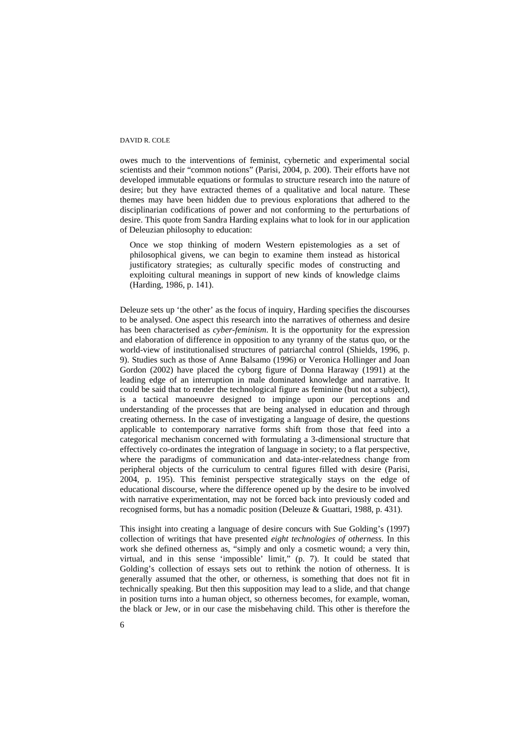owes much to the interventions of feminist, cybernetic and experimental social scientists and their "common notions" (Parisi, 2004, p. 200). Their efforts have not developed immutable equations or formulas to structure research into the nature of desire; but they have extracted themes of a qualitative and local nature. These themes may have been hidden due to previous explorations that adhered to the disciplinarian codifications of power and not conforming to the perturbations of desire. This quote from Sandra Harding explains what to look for in our application of Deleuzian philosophy to education:

> Once we stop thinking of modern Western epistemologies as a set of philosophical givens, we can begin to examine them instead as historical justificatory strategies; as culturally specific modes of constructing and exploiting cultural meanings in support of new kinds of knowledge claims (Harding, 1986, p. 141).

Deleuze sets up 'the other' as the focus of inquiry, Harding specifies the discourses to be analysed. One aspect this research into the narratives of otherness and desire has been characterised as *cyber-feminism*. It is the opportunity for the expression and elaboration of difference in opposition to any tyranny of the status quo, or the world-view of institutionalised structures of patriarchal control (Shields, 1996, p. 9). Studies such as those of Anne Balsamo (1996) or Veronica Hollinger and Joan Gordon (2002) have placed the cyborg figure of Donna Haraway (1991) at the leading edge of an interruption in male dominated knowledge and narrative. It could be said that to render the technological figure as feminine (but not a subject), is a tactical manoeuvre designed to impinge upon our perceptions and understanding of the processes that are being analysed in education and through creating otherness. In the case of investigating a language of desire, the questions applicable to contemporary narrative forms shift from those that feed into a categorical mechanism concerned with formulating a 3-dimensional structure that effectively co-ordinates the integration of language in society; to a flat perspective, where the paradigms of communication and data-inter-relatedness change from peripheral objects of the curriculum to central figures filled with desire (Parisi, 2004, p. 195). This feminist perspective strategically stays on the edge of educational discourse, where the difference opened up by the desire to be involved with narrative experimentation, may not be forced back into previously coded and recognised forms, but has a nomadic position (Deleuze & Guattari, 1988, p. 431).

This insight into creating a language of desire concurs with Sue Golding's (1997) collection of writings that have presented *eight technologies of otherness.* In this work she defined otherness as, "simply and only a cosmetic wound; a very thin, virtual, and in this sense 'impossible' limit," (p. 7). It could be stated that Golding's collection of essays sets out to rethink the notion of otherness. It is generally assumed that the other, or otherness, is something that does not fit in technically speaking. But then this supposition may lead to a slide, and that change in position turns into a human object, so otherness becomes, for example, woman, the black or Jew, or in our case the misbehaving child. This other is therefore the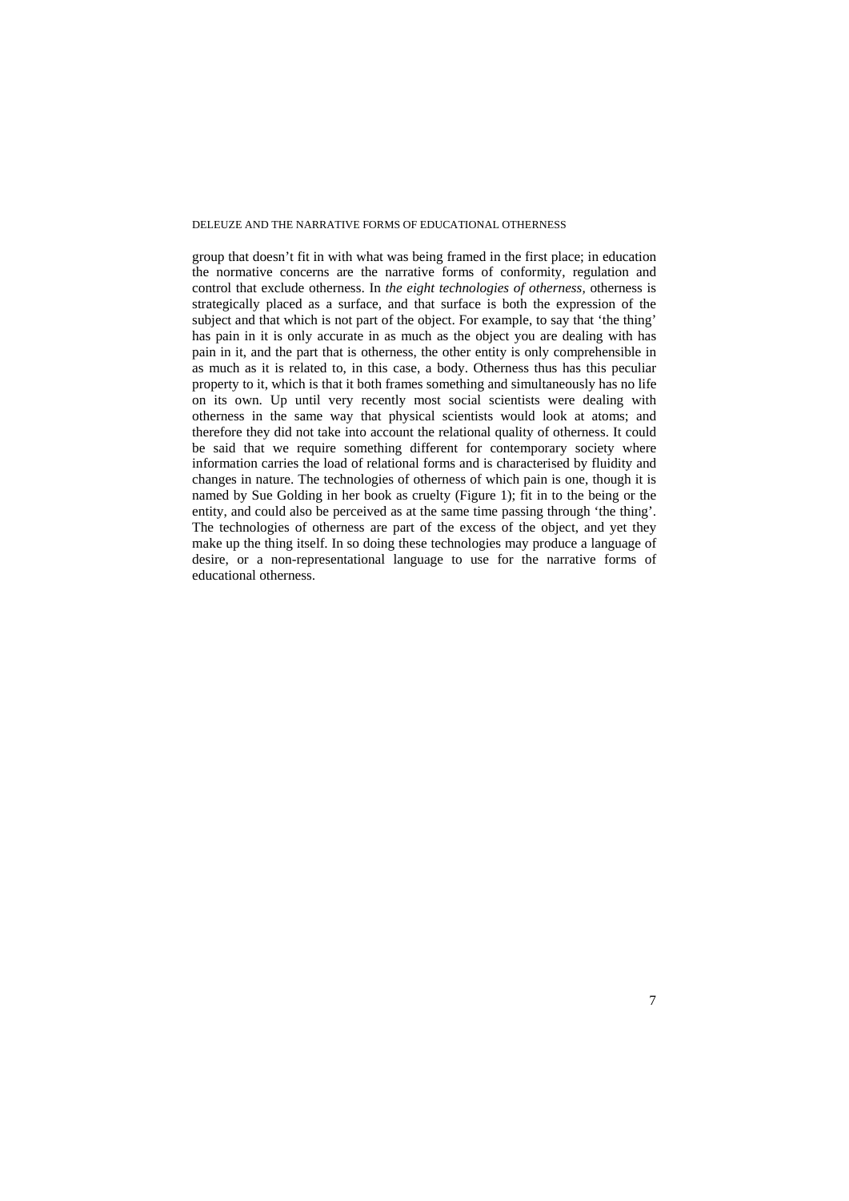group that doesn't fit in with what was being framed in the first place; in education the normative concerns are the narrative forms of conformity, regulation and control that exclude otherness. In *the eight technologies of otherness*, otherness is strategically placed as a surface, and that surface is both the expression of the subject and that which is not part of the object. For example, to say that 'the thing' has pain in it is only accurate in as much as the object you are dealing with has pain in it, and the part that is otherness, the other entity is only comprehensible in as much as it is related to, in this case, a body. Otherness thus has this peculiar property to it, which is that it both frames something and simultaneously has no life on its own. Up until very recently most social scientists were dealing with otherness in the same way that physical scientists would look at atoms; and therefore they did not take into account the relational quality of otherness. It could be said that we require something different for contemporary society where information carries the load of relational forms and is characterised by fluidity and changes in nature. The technologies of otherness of which pain is one, though it is named by Sue Golding in her book as cruelty (Figure 1); fit in to the being or the entity, and could also be perceived as at the same time passing through 'the thing'. The technologies of otherness are part of the excess of the object, and yet they make up the thing itself. In so doing these technologies may produce a language of desire, or a non-representational language to use for the narrative forms of educational otherness.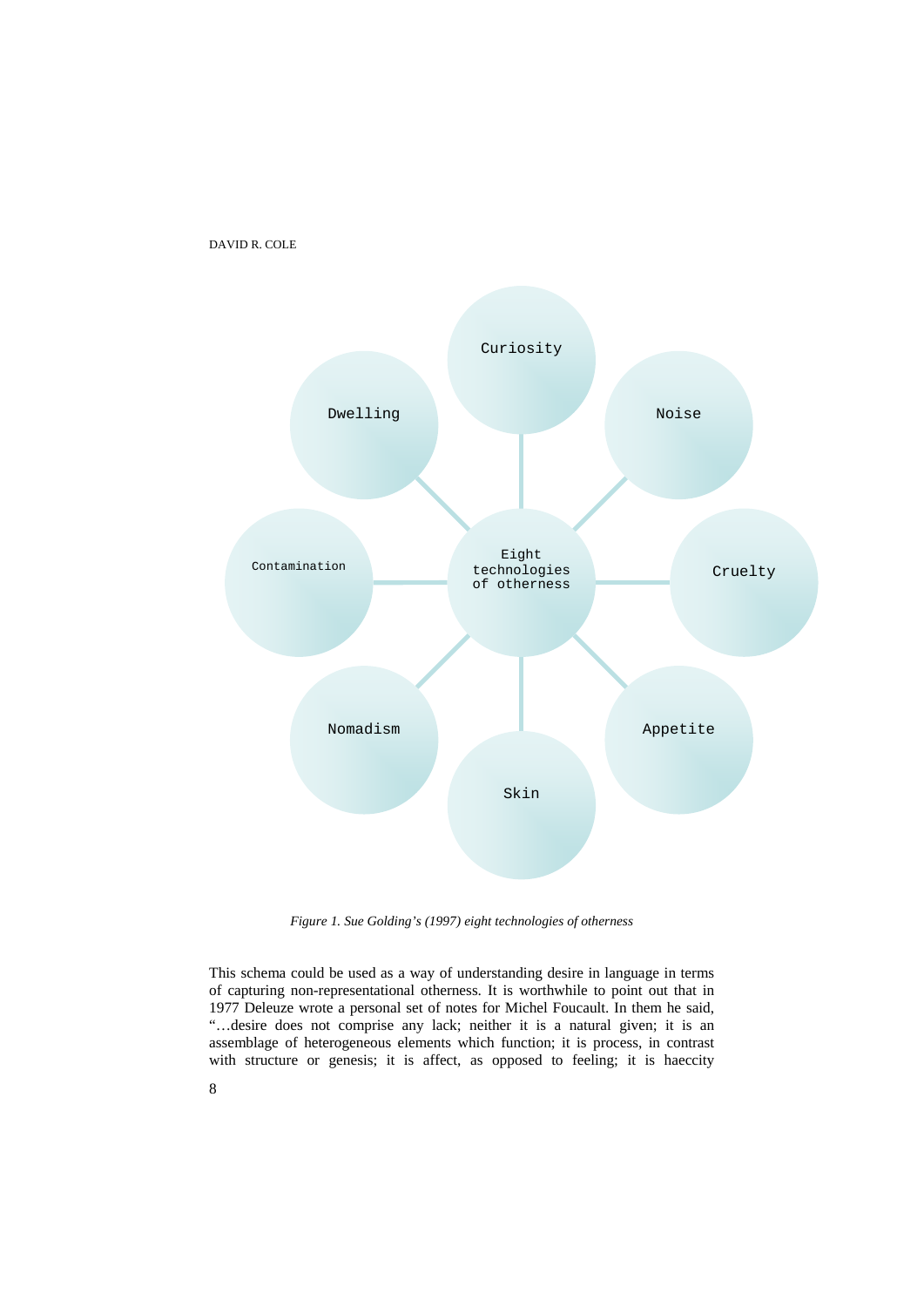Eight technologies of otherness

- Curiosity
- Noise
- Cruelty
- Appetite
- Skin
- Nomadism
- Contamination
- Dwelling

*Figure 1. Sue Golding's (1997) eight technologies of otherness*

This schema could be used as a way of understanding desire in language in terms of capturing non-representational otherness. It is worthwhile to point out that in 1977 Deleuze wrote a personal set of notes for Michel Foucault. In them he said, "…desire does not comprise any lack; neither it is a natural given; it is an assemblage of heterogeneous elements which function; it is process, in contrast with structure or genesis; it is affect, as opposed to feeling; it is haeccity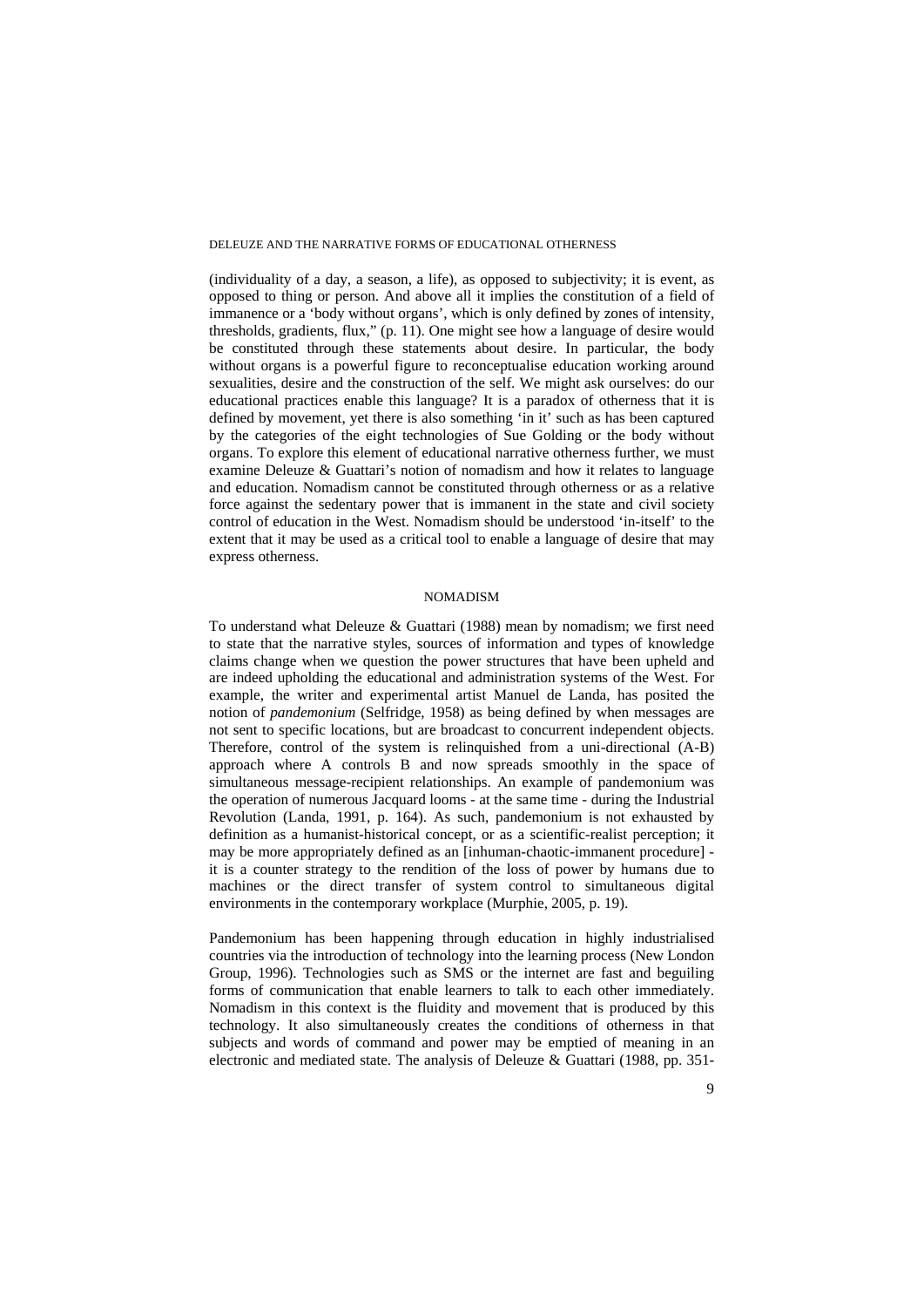(individuality of a day, a season, a life), as opposed to subjectivity; it is event, as opposed to thing or person. And above all it implies the constitution of a field of immanence or a 'body without organs', which is only defined by zones of intensity, thresholds, gradients, flux," (p. 11). One might see how a language of desire would be constituted through these statements about desire. In particular, the body without organs is a powerful figure to reconceptualise education working around sexualities, desire and the construction of the self. We might ask ourselves: do our educational practices enable this language? It is a paradox of otherness that it is defined by movement, yet there is also something 'in it' such as has been captured by the categories of the eight technologies of Sue Golding or the body without organs. To explore this element of educational narrative otherness further, we must examine Deleuze & Guattari's notion of nomadism and how it relates to language and education. Nomadism cannot be constituted through otherness or as a relative force against the sedentary power that is immanent in the state and civil society control of education in the West. Nomadism should be understood 'in-itself' to the extent that it may be used as a critical tool to enable a language of desire that may express otherness.

## NOMADISM

To understand what Deleuze & Guattari (1988) mean by nomadism; we first need to state that the narrative styles, sources of information and types of knowledge claims change when we question the power structures that have been upheld and are indeed upholding the educational and administration systems of the West. For example, the writer and experimental artist Manuel de Landa, has posited the notion of *pandemonium* (Selfridge, 1958) as being defined by when messages are not sent to specific locations, but are broadcast to concurrent independent objects. Therefore, control of the system is relinquished from a uni-directional (A-B) approach where A controls B and now spreads smoothly in the space of simultaneous message-recipient relationships. An example of pandemonium was the operation of numerous Jacquard looms - at the same time - during the Industrial Revolution (Landa, 1991, p. 164). As such, pandemonium is not exhausted by definition as a humanist-historical concept, or as a scientific-realist perception; it may be more appropriately defined as an [inhuman-chaotic-immanent procedure] - it is a counter strategy to the rendition of the loss of power by humans due to machines or the direct transfer of system control to simultaneous digital environments in the contemporary workplace (Murphie, 2005, p. 19).

Pandemonium has been happening through education in highly industrialised countries via the introduction of technology into the learning process (New London Group, 1996). Technologies such as SMS or the internet are fast and beguiling forms of communication that enable learners to talk to each other immediately. Nomadism in this context is the fluidity and movement that is produced by this technology. It also simultaneously creates the conditions of otherness in that subjects and words of command and power may be emptied of meaning in an electronic and mediated state. The analysis of Deleuze & Guattari (1988, pp. 351-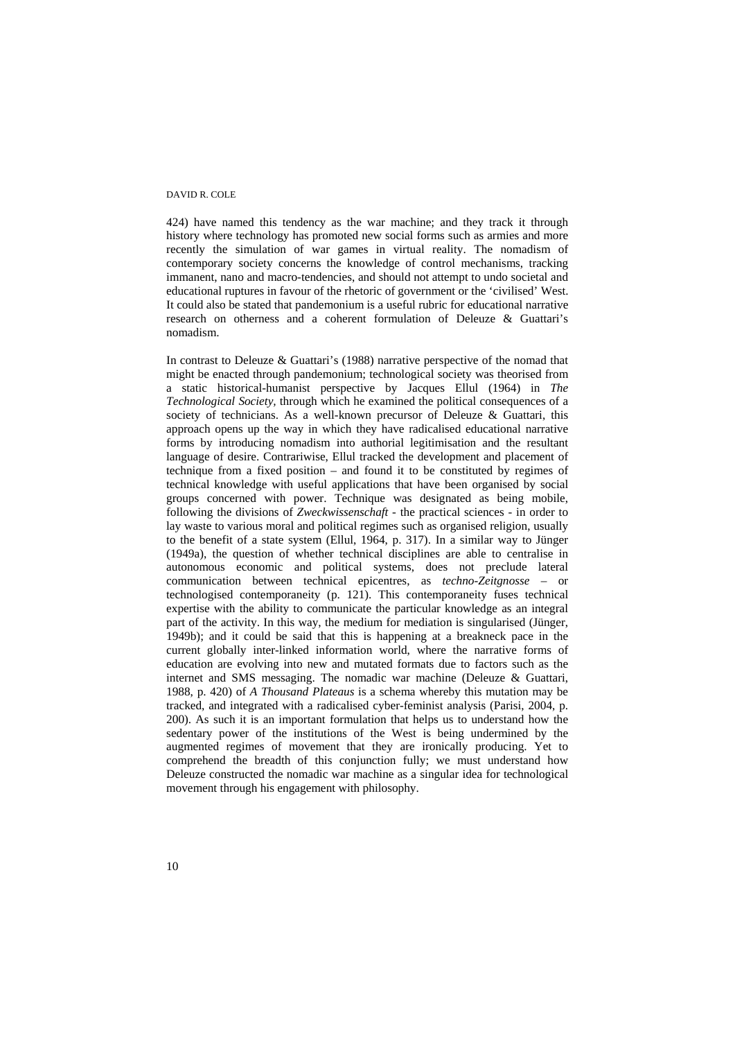424) have named this tendency as the war machine; and they track it through history where technology has promoted new social forms such as armies and more recently the simulation of war games in virtual reality. The nomadism of contemporary society concerns the knowledge of control mechanisms, tracking immanent, nano and macro-tendencies, and should not attempt to undo societal and educational ruptures in favour of the rhetoric of government or the 'civilised' West. It could also be stated that pandemonium is a useful rubric for educational narrative research on otherness and a coherent formulation of Deleuze & Guattari's nomadism.

In contrast to Deleuze & Guattari's (1988) narrative perspective of the nomad that might be enacted through pandemonium; technological society was theorised from a static historical-humanist perspective by Jacques Ellul (1964) in *The Technological Society,* through which he examined the political consequences of a society of technicians. As a well-known precursor of Deleuze & Guattari, this approach opens up the way in which they have radicalised educational narrative forms by introducing nomadism into authorial legitimisation and the resultant language of desire. Contrariwise, Ellul tracked the development and placement of technique from a fixed position – and found it to be constituted by regimes of technical knowledge with useful applications that have been organised by social groups concerned with power. Technique was designated as being mobile, following the divisions of *Zweckwissenschaft* - the practical sciences - in order to lay waste to various moral and political regimes such as organised religion, usually to the benefit of a state system (Ellul, 1964, p. 317). In a similar way to Jünger (1949a), the question of whether technical disciplines are able to centralise in autonomous economic and political systems, does not preclude lateral communication between technical epicentres, as *techno-Zeitgnosse* – or technologised contemporaneity (p. 121). This contemporaneity fuses technical expertise with the ability to communicate the particular knowledge as an integral part of the activity. In this way, the medium for mediation is singularised (Jünger, 1949b); and it could be said that this is happening at a breakneck pace in the current globally inter-linked information world, where the narrative forms of education are evolving into new and mutated formats due to factors such as the internet and SMS messaging. The nomadic war machine (Deleuze & Guattari, 1988, p. 420) of *A Thousand Plateaus* is a schema whereby this mutation may be tracked, and integrated with a radicalised cyber-feminist analysis (Parisi, 2004, p. 200). As such it is an important formulation that helps us to understand how the sedentary power of the institutions of the West is being undermined by the augmented regimes of movement that they are ironically producing. Yet to comprehend the breadth of this conjunction fully; we must understand how Deleuze constructed the nomadic war machine as a singular idea for technological movement through his engagement with philosophy.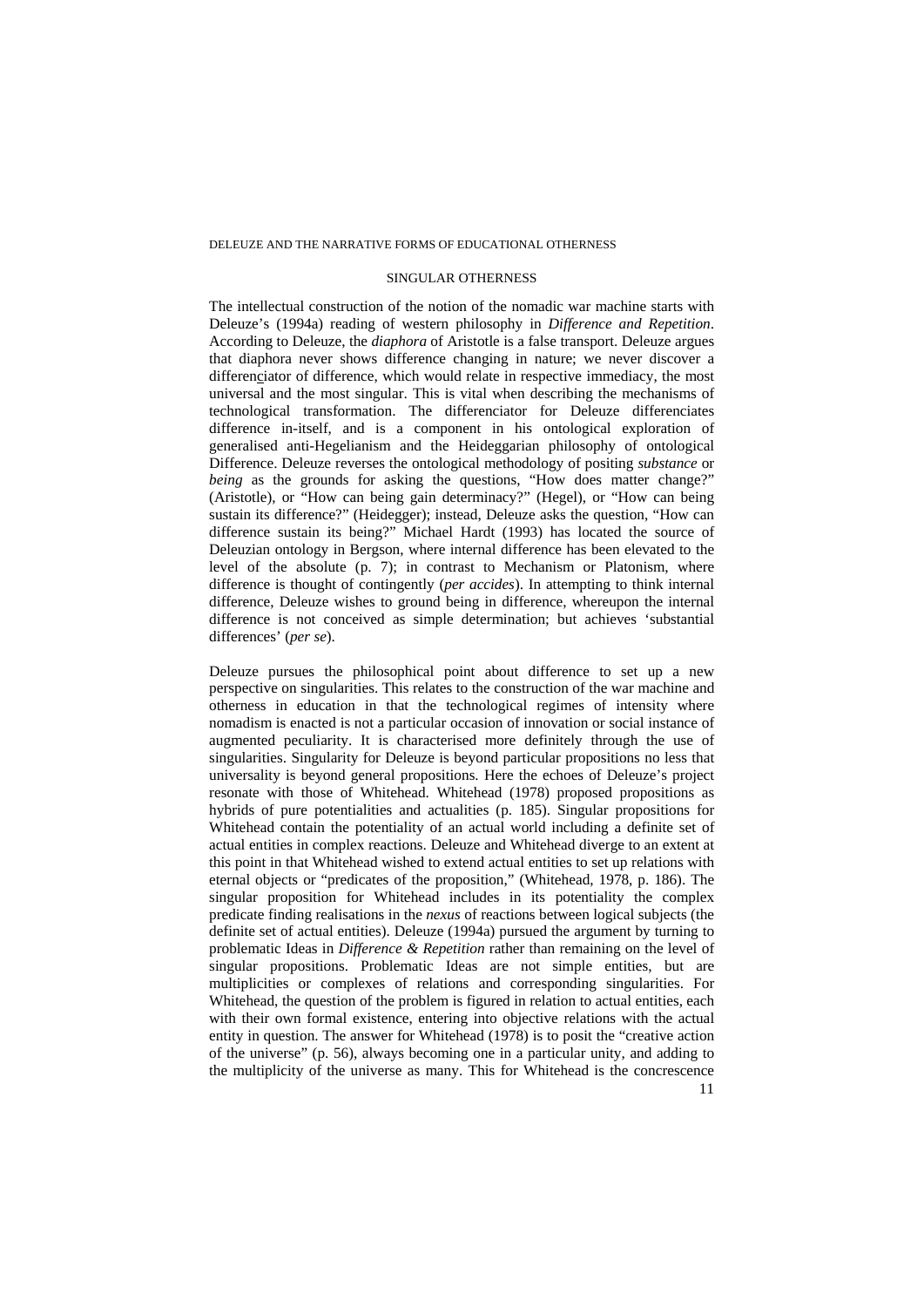## SINGULAR OTHERNESS

The intellectual construction of the notion of the nomadic war machine starts with Deleuze's (1994a) reading of western philosophy in *Difference and Repetition*. According to Deleuze, the *diaphora* of Aristotle is a false transport. Deleuze argues that diaphora never shows difference changing in nature; we never discover a differenciator of difference, which would relate in respective immediacy, the most universal and the most singular. This is vital when describing the mechanisms of technological transformation. The differenciator for Deleuze differenciates difference in-itself, and is a component in his ontological exploration of generalised anti-Hegelianism and the Heideggarian philosophy of ontological Difference. Deleuze reverses the ontological methodology of positing *substance* or *being* as the grounds for asking the questions, "How does matter change?" (Aristotle), or "How can being gain determinacy?" (Hegel), or "How can being sustain its difference?" (Heidegger); instead, Deleuze asks the question, "How can difference sustain its being?" Michael Hardt (1993) has located the source of Deleuzian ontology in Bergson, where internal difference has been elevated to the level of the absolute (p. 7); in contrast to Mechanism or Platonism, where difference is thought of contingently (*per accides*). In attempting to think internal difference, Deleuze wishes to ground being in difference, whereupon the internal difference is not conceived as simple determination; but achieves 'substantial differences' (*per se*).

Deleuze pursues the philosophical point about difference to set up a new perspective on singularities. This relates to the construction of the war machine and otherness in education in that the technological regimes of intensity where nomadism is enacted is not a particular occasion of innovation or social instance of augmented peculiarity. It is characterised more definitely through the use of singularities. Singularity for Deleuze is beyond particular propositions no less that universality is beyond general propositions. Here the echoes of Deleuze's project resonate with those of Whitehead. Whitehead (1978) proposed propositions as hybrids of pure potentialities and actualities (p. 185). Singular propositions for Whitehead contain the potentiality of an actual world including a definite set of actual entities in complex reactions. Deleuze and Whitehead diverge to an extent at this point in that Whitehead wished to extend actual entities to set up relations with eternal objects or "predicates of the proposition," (Whitehead, 1978, p. 186). The singular proposition for Whitehead includes in its potentiality the complex predicate finding realisations in the *nexus* of reactions between logical subjects (the definite set of actual entities). Deleuze (1994a) pursued the argument by turning to problematic Ideas in *Difference & Repetition* rather than remaining on the level of singular propositions. Problematic Ideas are not simple entities, but are multiplicities or complexes of relations and corresponding singularities. For Whitehead, the question of the problem is figured in relation to actual entities, each with their own formal existence, entering into objective relations with the actual entity in question. The answer for Whitehead (1978) is to posit the "creative action of the universe" (p. 56), always becoming one in a particular unity, and adding to the multiplicity of the universe as many. This for Whitehead is the concrescence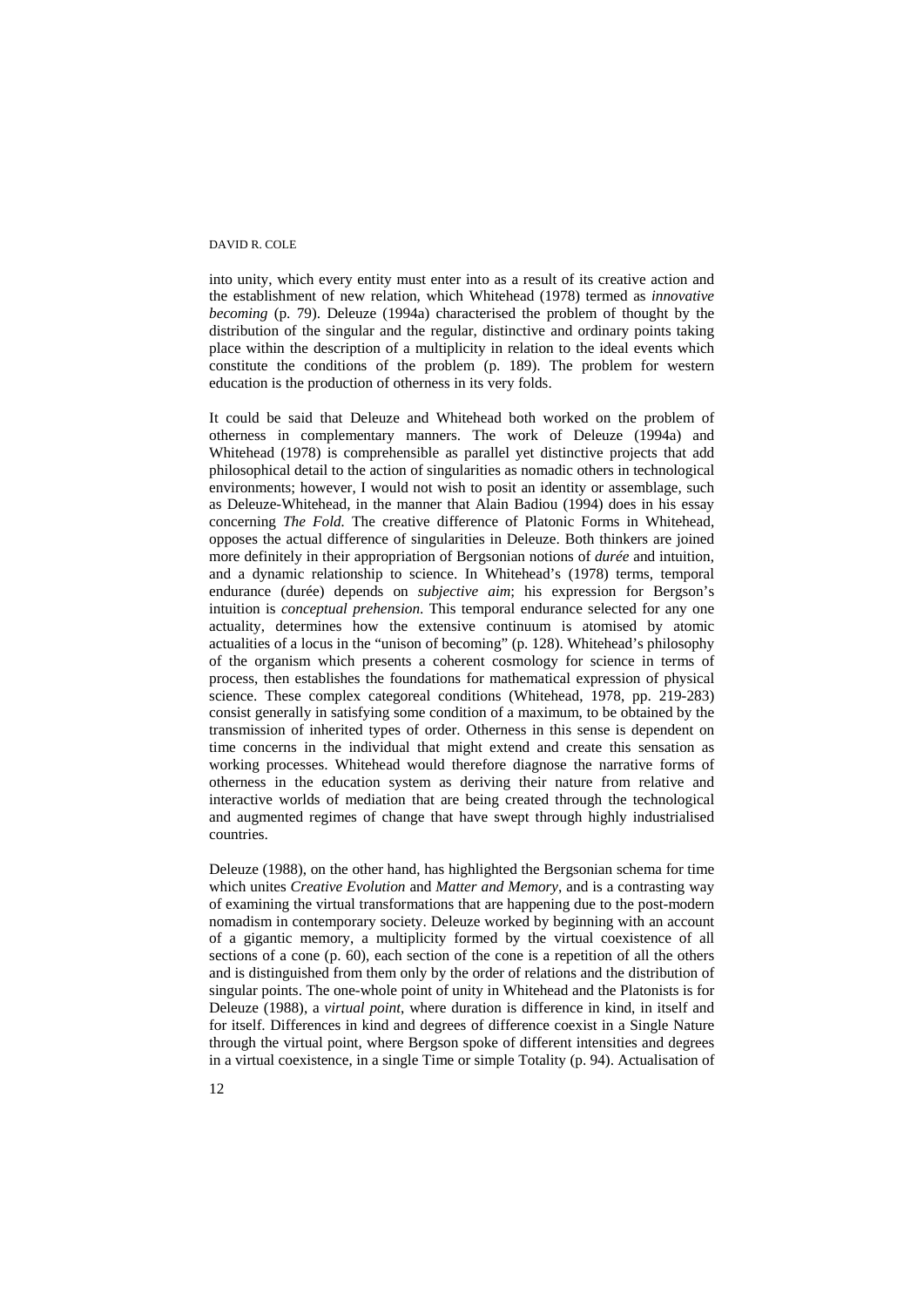into unity, which every entity must enter into as a result of its creative action and the establishment of new relation, which Whitehead (1978) termed as *innovative becoming* (p. 79). Deleuze (1994a) characterised the problem of thought by the distribution of the singular and the regular, distinctive and ordinary points taking place within the description of a multiplicity in relation to the ideal events which constitute the conditions of the problem (p. 189). The problem for western education is the production of otherness in its very folds.

It could be said that Deleuze and Whitehead both worked on the problem of otherness in complementary manners. The work of Deleuze (1994a) and Whitehead (1978) is comprehensible as parallel yet distinctive projects that add philosophical detail to the action of singularities as nomadic others in technological environments; however, I would not wish to posit an identity or assemblage, such as Deleuze-Whitehead, in the manner that Alain Badiou (1994) does in his essay concerning *The Fold.* The creative difference of Platonic Forms in Whitehead, opposes the actual difference of singularities in Deleuze. Both thinkers are joined more definitely in their appropriation of Bergsonian notions of *durée* and intuition, and a dynamic relationship to science. In Whitehead's (1978) terms, temporal endurance (durée) depends on *subjective aim*; his expression for Bergson's intuition is *conceptual prehension*. This temporal endurance selected for any one actuality, determines how the extensive continuum is atomised by atomic actualities of a locus in the "unison of becoming" (p. 128). Whitehead's philosophy of the organism which presents a coherent cosmology for science in terms of process, then establishes the foundations for mathematical expression of physical science. These complex categoreal conditions (Whitehead, 1978, pp. 219-283) consist generally in satisfying some condition of a maximum, to be obtained by the transmission of inherited types of order. Otherness in this sense is dependent on time concerns in the individual that might extend and create this sensation as working processes. Whitehead would therefore diagnose the narrative forms of otherness in the education system as deriving their nature from relative and interactive worlds of mediation that are being created through the technological and augmented regimes of change that have swept through highly industrialised countries.

Deleuze (1988), on the other hand, has highlighted the Bergsonian schema for time which unites *Creative Evolution* and *Matter and Memory*, and is a contrasting way of examining the virtual transformations that are happening due to the post-modern nomadism in contemporary society. Deleuze worked by beginning with an account of a gigantic memory, a multiplicity formed by the virtual coexistence of all sections of a cone (p. 60), each section of the cone is a repetition of all the others and is distinguished from them only by the order of relations and the distribution of singular points. The one-whole point of unity in Whitehead and the Platonists is for Deleuze (1988), a *virtual point*, where duration is difference in kind, in itself and for itself. Differences in kind and degrees of difference coexist in a Single Nature through the virtual point, where Bergson spoke of different intensities and degrees in a virtual coexistence, in a single Time or simple Totality (p. 94). Actualisation of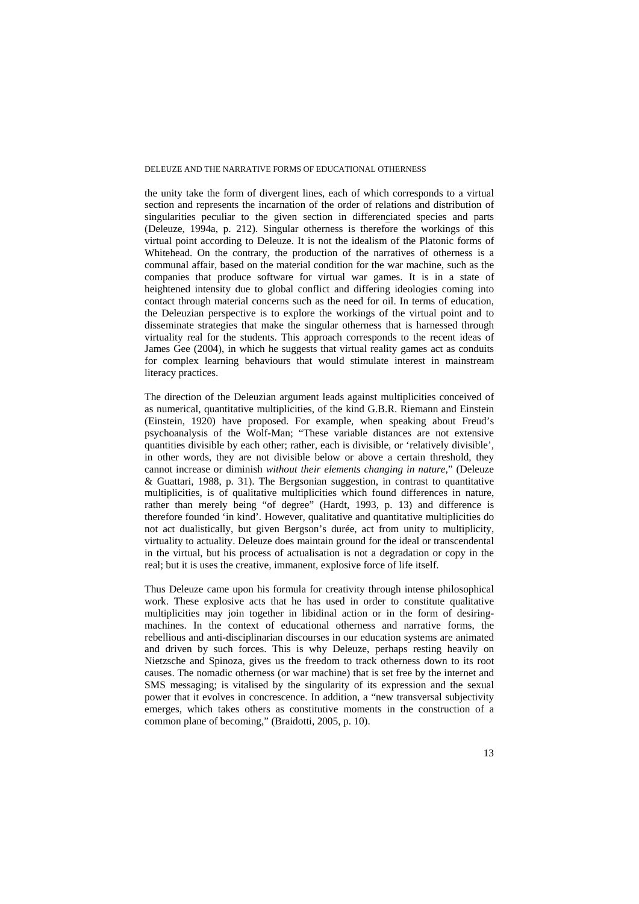the unity take the form of divergent lines, each of which corresponds to a virtual section and represents the incarnation of the order of relations and distribution of singularities peculiar to the given section in differenciated species and parts (Deleuze, 1994a, p. 212). Singular otherness is therefore the workings of this virtual point according to Deleuze. It is not the idealism of the Platonic forms of Whitehead. On the contrary, the production of the narratives of otherness is a communal affair, based on the material condition for the war machine, such as the companies that produce software for virtual war games. It is in a state of heightened intensity due to global conflict and differing ideologies coming into contact through material concerns such as the need for oil. In terms of education, the Deleuzian perspective is to explore the workings of the virtual point and to disseminate strategies that make the singular otherness that is harnessed through virtuality real for the students. This approach corresponds to the recent ideas of James Gee (2004), in which he suggests that virtual reality games act as conduits for complex learning behaviours that would stimulate interest in mainstream literacy practices.

The direction of the Deleuzian argument leads against multiplicities conceived of as numerical, quantitative multiplicities, of the kind G.B.R. Riemann and Einstein (Einstein, 1920) have proposed. For example, when speaking about Freud's psychoanalysis of the Wolf-Man; "These variable distances are not extensive quantities divisible by each other; rather, each is divisible, or 'relatively divisible', in other words, they are not divisible below or above a certain threshold, they cannot increase or diminish *without their elements changing in nature*," (Deleuze & Guattari, 1988, p. 31). The Bergsonian suggestion, in contrast to quantitative multiplicities, is of qualitative multiplicities which found differences in nature, rather than merely being "of degree" (Hardt, 1993, p. 13) and difference is therefore founded 'in kind'. However, qualitative and quantitative multiplicities do not act dualistically, but given Bergson's durée, act from unity to multiplicity, virtuality to actuality. Deleuze does maintain ground for the ideal or transcendental in the virtual, but his process of actualisation is not a degradation or copy in the real; but it is uses the creative, immanent, explosive force of life itself.

Thus Deleuze came upon his formula for creativity through intense philosophical work. These explosive acts that he has used in order to constitute qualitative multiplicities may join together in libidinal action or in the form of desiring-machines. In the context of educational otherness and narrative forms, the rebellious and anti-disciplinarian discourses in our education systems are animated and driven by such forces. This is why Deleuze, perhaps resting heavily on Nietzsche and Spinoza, gives us the freedom to track otherness down to its root causes. The nomadic otherness (or war machine) that is set free by the internet and SMS messaging; is vitalised by the singularity of its expression and the sexual power that it evolves in concrescence. In addition, a "new transversal subjectivity emerges, which takes others as constitutive moments in the construction of a common plane of becoming," (Braidotti, 2005, p. 10).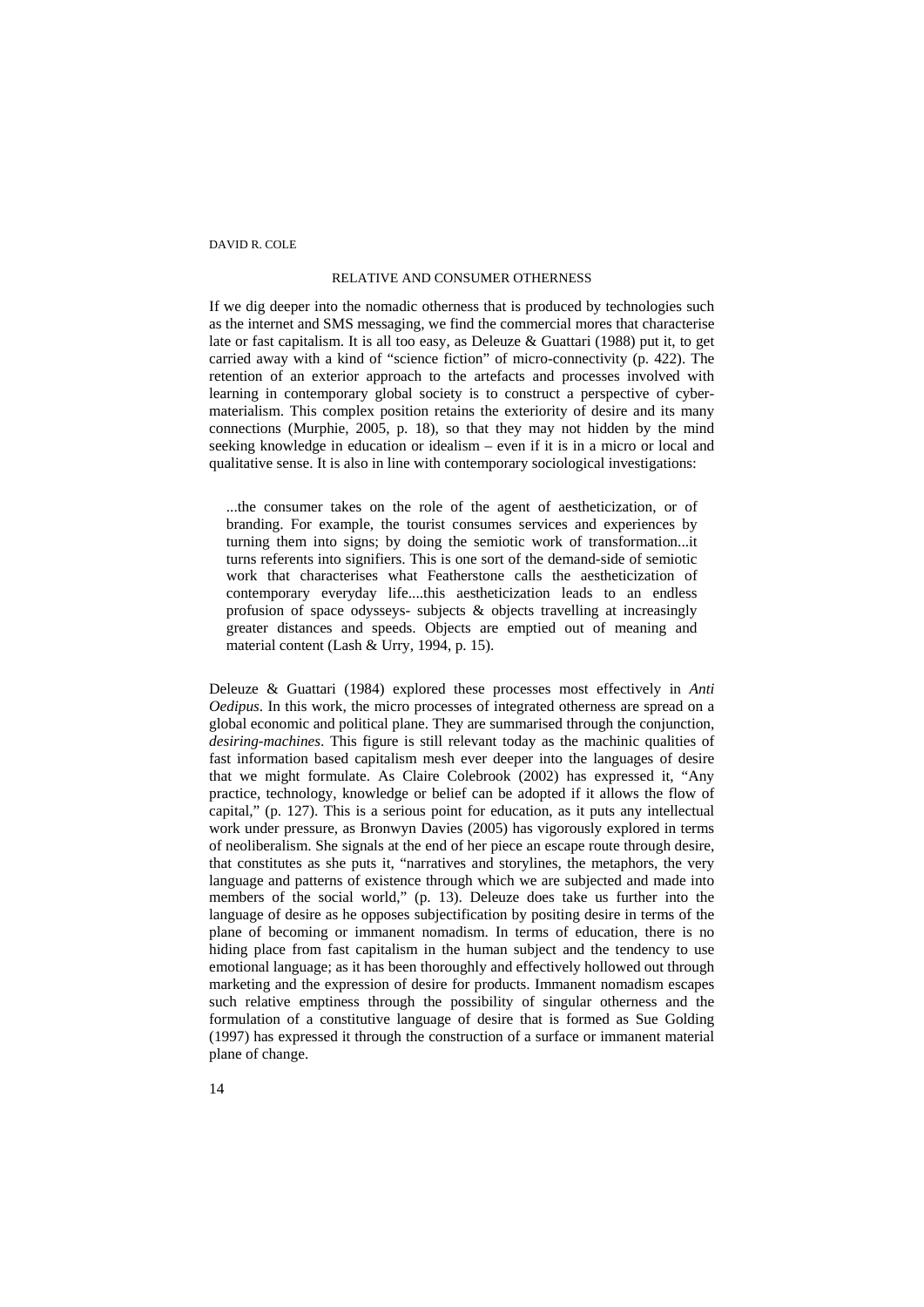## RELATIVE AND CONSUMER OTHERNESS

If we dig deeper into the nomadic otherness that is produced by technologies such as the internet and SMS messaging, we find the commercial mores that characterise late or fast capitalism. It is all too easy, as Deleuze & Guattari (1988) put it, to get carried away with a kind of "science fiction" of micro-connectivity (p. 422). The retention of an exterior approach to the artefacts and processes involved with learning in contemporary global society is to construct a perspective of cyber-materialism. This complex position retains the exteriority of desire and its many connections (Murphie, 2005, p. 18), so that they may not hidden by the mind seeking knowledge in education or idealism – even if it is in a micro or local and qualitative sense. It is also in line with contemporary sociological investigations:

> ...the consumer takes on the role of the agent of aestheticization, or of branding. For example, the tourist consumes services and experiences by turning them into signs; by doing the semiotic work of transformation...it turns referents into signifiers. This is one sort of the demand-side of semiotic work that characterises what Featherstone calls the aestheticization of contemporary everyday life....this aestheticization leads to an endless profusion of space odysseys- subjects & objects travelling at increasingly greater distances and speeds. Objects are emptied out of meaning and material content (Lash & Urry, 1994, p. 15).

Deleuze & Guattari (1984) explored these processes most effectively in *Anti Oedipus*. In this work, the micro processes of integrated otherness are spread on a global economic and political plane. They are summarised through the conjunction, *desiring-machines*. This figure is still relevant today as the machinic qualities of fast information based capitalism mesh ever deeper into the languages of desire that we might formulate. As Claire Colebrook (2002) has expressed it, "Any practice, technology, knowledge or belief can be adopted if it allows the flow of capital," (p. 127). This is a serious point for education, as it puts any intellectual work under pressure, as Bronwyn Davies (2005) has vigorously explored in terms of neoliberalism. She signals at the end of her piece an escape route through desire, that constitutes as she puts it, "narratives and storylines, the metaphors, the very language and patterns of existence through which we are subjected and made into members of the social world," (p. 13). Deleuze does take us further into the language of desire as he opposes subjectification by positing desire in terms of the plane of becoming or immanent nomadism. In terms of education, there is no hiding place from fast capitalism in the human subject and the tendency to use emotional language; as it has been thoroughly and effectively hollowed out through marketing and the expression of desire for products. Immanent nomadism escapes such relative emptiness through the possibility of singular otherness and the formulation of a constitutive language of desire that is formed as Sue Golding (1997) has expressed it through the construction of a surface or immanent material plane of change.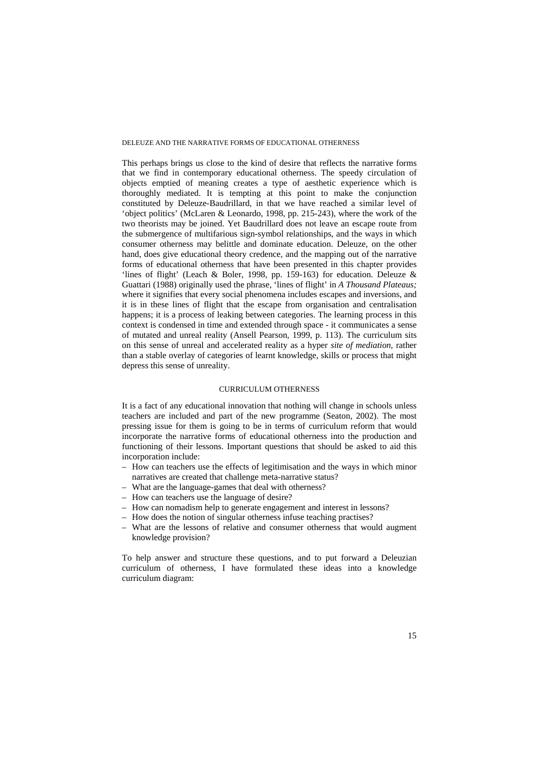This perhaps brings us close to the kind of desire that reflects the narrative forms that we find in contemporary educational otherness. The speedy circulation of objects emptied of meaning creates a type of aesthetic experience which is thoroughly mediated. It is tempting at this point to make the conjunction constituted by Deleuze-Baudrillard, in that we have reached a similar level of 'object politics' (McLaren & Leonardo, 1998, pp. 215-243), where the work of the two theorists may be joined. Yet Baudrillard does not leave an escape route from the submergence of multifarious sign-symbol relationships, and the ways in which consumer otherness may belittle and dominate education. Deleuze, on the other hand, does give educational theory credence, and the mapping out of the narrative forms of educational otherness that have been presented in this chapter provides 'lines of flight' (Leach & Boler, 1998, pp. 159-163) for education. Deleuze & Guattari (1988) originally used the phrase, 'lines of flight' in *A Thousand Plateaus;* where it signifies that every social phenomena includes escapes and inversions, and it is in these lines of flight that the escape from organisation and centralisation happens; it is a process of leaking between categories. The learning process in this context is condensed in time and extended through space - it communicates a sense of mutated and unreal reality (Ansell Pearson, 1999, p. 113). The curriculum sits on this sense of unreal and accelerated reality as a hyper *site of mediation*, rather than a stable overlay of categories of learnt knowledge, skills or process that might depress this sense of unreality.

## CURRICULUM OTHERNESS

It is a fact of any educational innovation that nothing will change in schools unless teachers are included and part of the new programme (Seaton, 2002). The most pressing issue for them is going to be in terms of curriculum reform that would incorporate the narrative forms of educational otherness into the production and functioning of their lessons. Important questions that should be asked to aid this incorporation include:

– How can teachers use the effects of legitimisation and the ways in which minor narratives are created that challenge meta-narrative status?
– What are the language-games that deal with otherness?
– How can teachers use the language of desire?
– How can nomadism help to generate engagement and interest in lessons?
– How does the notion of singular otherness infuse teaching practises?
– What are the lessons of relative and consumer otherness that would augment knowledge provision?

To help answer and structure these questions, and to put forward a Deleuzian curriculum of otherness, I have formulated these ideas into a knowledge curriculum diagram: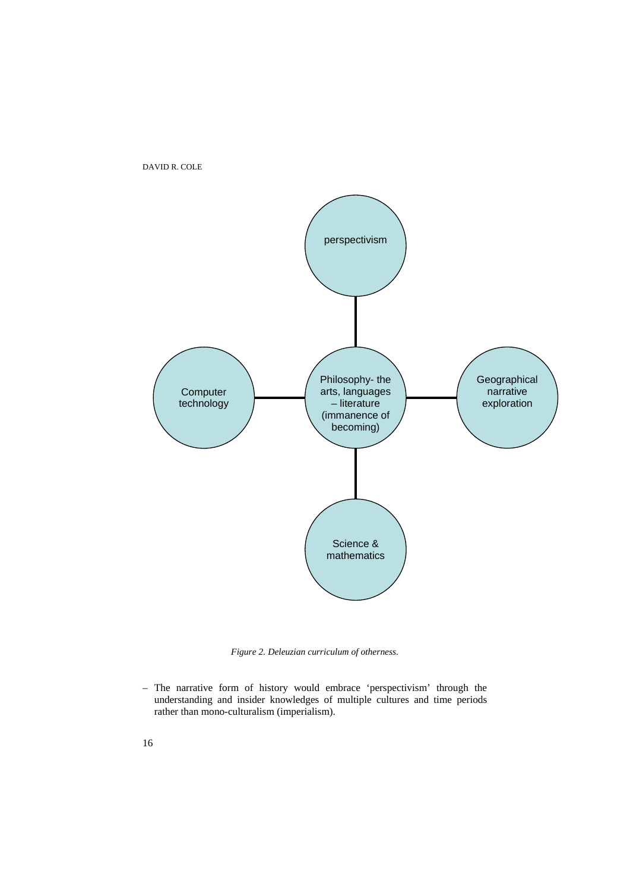perspectivism

Computer technology

Philosophy- the arts, languages – literature (immanence of becoming)

Geographical narrative exploration

Science & mathematics

*Figure 2. Deleuzian curriculum of otherness.*

– The narrative form of history would embrace 'perspectivism' through the understanding and insider knowledges of multiple cultures and time periods rather than mono-culturalism (imperialism).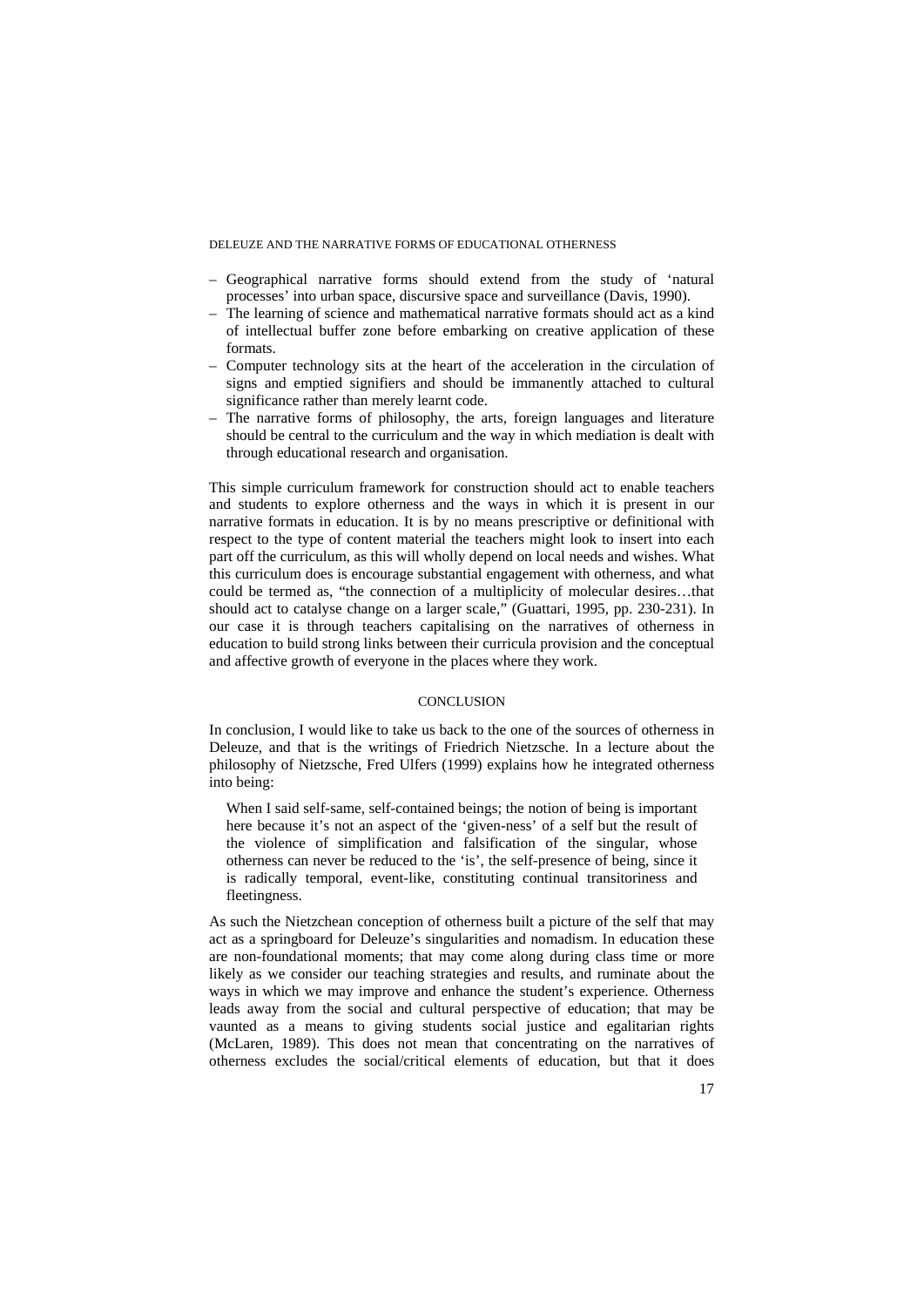- Geographical narrative forms should extend from the study of 'natural processes' into urban space, discursive space and surveillance (Davis, 1990).
- The learning of science and mathematical narrative formats should act as a kind of intellectual buffer zone before embarking on creative application of these formats.
- Computer technology sits at the heart of the acceleration in the circulation of signs and emptied signifiers and should be immanently attached to cultural significance rather than merely learnt code.
- The narrative forms of philosophy, the arts, foreign languages and literature should be central to the curriculum and the way in which mediation is dealt with through educational research and organisation.

This simple curriculum framework for construction should act to enable teachers and students to explore otherness and the ways in which it is present in our narrative formats in education. It is by no means prescriptive or definitional with respect to the type of content material the teachers might look to insert into each part off the curriculum, as this will wholly depend on local needs and wishes. What this curriculum does is encourage substantial engagement with otherness, and what could be termed as, "the connection of a multiplicity of molecular desires…that should act to catalyse change on a larger scale," (Guattari, 1995, pp. 230-231). In our case it is through teachers capitalising on the narratives of otherness in education to build strong links between their curricula provision and the conceptual and affective growth of everyone in the places where they work.

## CONCLUSION

In conclusion, I would like to take us back to the one of the sources of otherness in Deleuze, and that is the writings of Friedrich Nietzsche. In a lecture about the philosophy of Nietzsche, Fred Ulfers (1999) explains how he integrated otherness into being:

> When I said self-same, self-contained beings; the notion of being is important here because it's not an aspect of the 'given-ness' of a self but the result of the violence of simplification and falsification of the singular, whose otherness can never be reduced to the 'is', the self-presence of being, since it is radically temporal, event-like, constituting continual transitoriness and fleetingness.

As such the Nietzchean conception of otherness built a picture of the self that may act as a springboard for Deleuze's singularities and nomadism. In education these are non-foundational moments; that may come along during class time or more likely as we consider our teaching strategies and results, and ruminate about the ways in which we may improve and enhance the student's experience. Otherness leads away from the social and cultural perspective of education; that may be vaunted as a means to giving students social justice and egalitarian rights (McLaren, 1989). This does not mean that concentrating on the narratives of otherness excludes the social/critical elements of education, but that it does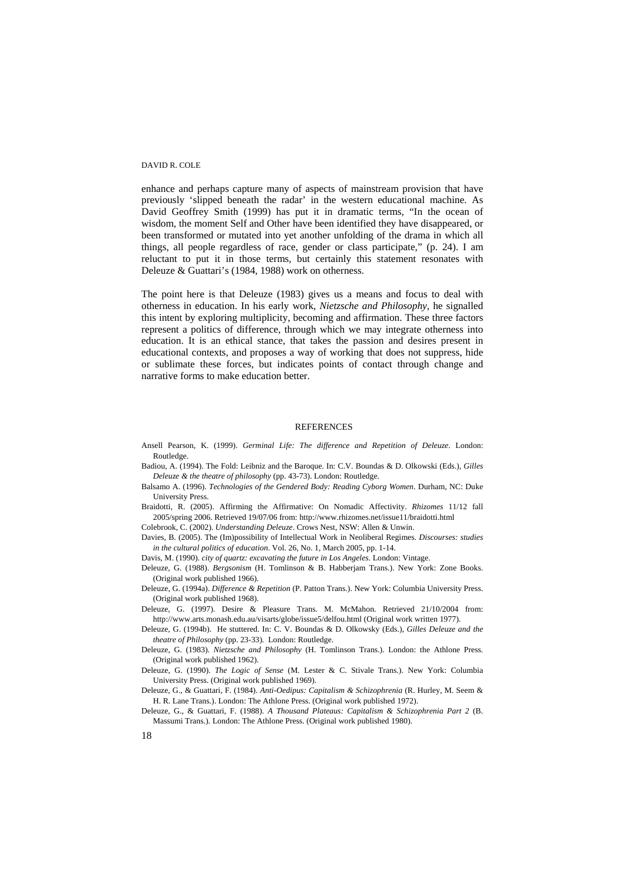enhance and perhaps capture many of aspects of mainstream provision that have previously 'slipped beneath the radar' in the western educational machine. As David Geoffrey Smith (1999) has put it in dramatic terms, "In the ocean of wisdom, the moment Self and Other have been identified they have disappeared, or been transformed or mutated into yet another unfolding of the drama in which all things, all people regardless of race, gender or class participate," (p. 24). I am reluctant to put it in those terms, but certainly this statement resonates with Deleuze & Guattari's (1984, 1988) work on otherness.

The point here is that Deleuze (1983) gives us a means and focus to deal with otherness in education. In his early work, *Nietzsche and Philosophy*, he signalled this intent by exploring multiplicity, becoming and affirmation. These three factors represent a politics of difference, through which we may integrate otherness into education. It is an ethical stance, that takes the passion and desires present in educational contexts, and proposes a way of working that does not suppress, hide or sublimate these forces, but indicates points of contact through change and narrative forms to make education better.

## REFERENCES

Ansell Pearson, K. (1999). *Germinal Life: The difference and Repetition of Deleuze*. London: Routledge.

Badiou, A. (1994). The Fold: Leibniz and the Baroque. In: C.V. Boundas & D. Olkowski (Eds.), *Gilles Deleuze & the theatre of philosophy* (pp. 43-73). London: Routledge.

Balsamo A. (1996). *Technologies of the Gendered Body: Reading Cyborg Women*. Durham, NC: Duke University Press.

Braidotti, R. (2005). Affirming the Affirmative: On Nomadic Affectivity. *Rhizomes* 11/12 fall 2005/spring 2006. Retrieved 19/07/06 from: http://www.rhizomes.net/issue11/braidotti.html

Colebrook, C. (2002). *Understanding Deleuze*. Crows Nest, NSW: Allen & Unwin.

Davies, B. (2005). The (Im)possibility of Intellectual Work in Neoliberal Regimes. *Discourses: studies in the cultural politics of education*. Vol. 26, No. 1, March 2005, pp. 1-14.

Davis, M. (1990). *city of quartz: excavating the future in Los Angeles*. London: Vintage.

Deleuze, G. (1988). *Bergsonism* (H. Tomlinson & B. Habberjam Trans.). New York: Zone Books. (Original work published 1966).

Deleuze, G. (1994a). *Difference & Repetition* (P. Patton Trans.). New York: Columbia University Press. (Original work published 1968).

Deleuze, G. (1997). Desire & Pleasure Trans. M. McMahon. Retrieved 21/10/2004 from: http://www.arts.monash.edu.au/visarts/globe/issue5/delfou.html (Original work written 1977).

Deleuze, G. (1994b). He stuttered. In: C. V. Boundas & D. Olkowsky (Eds.), *Gilles Deleuze and the theatre of Philosophy* (pp. 23-33). London: Routledge.

Deleuze, G. (1983). *Nietzsche and Philosophy* (H. Tomlinson Trans.). London: the Athlone Press. (Original work published 1962).

Deleuze, G. (1990). *The Logic of Sense* (M. Lester & C. Stivale Trans.). New York: Columbia University Press. (Original work published 1969).

Deleuze, G., & Guattari, F. (1984). *Anti-Oedipus: Capitalism & Schizophrenia* (R. Hurley, M. Seem & H. R. Lane Trans.). London: The Athlone Press. (Original work published 1972).

Deleuze, G., & Guattari, F. (1988). *A Thousand Plateaus: Capitalism & Schizophrenia Part 2* (B. Massumi Trans.). London: The Athlone Press. (Original work published 1980).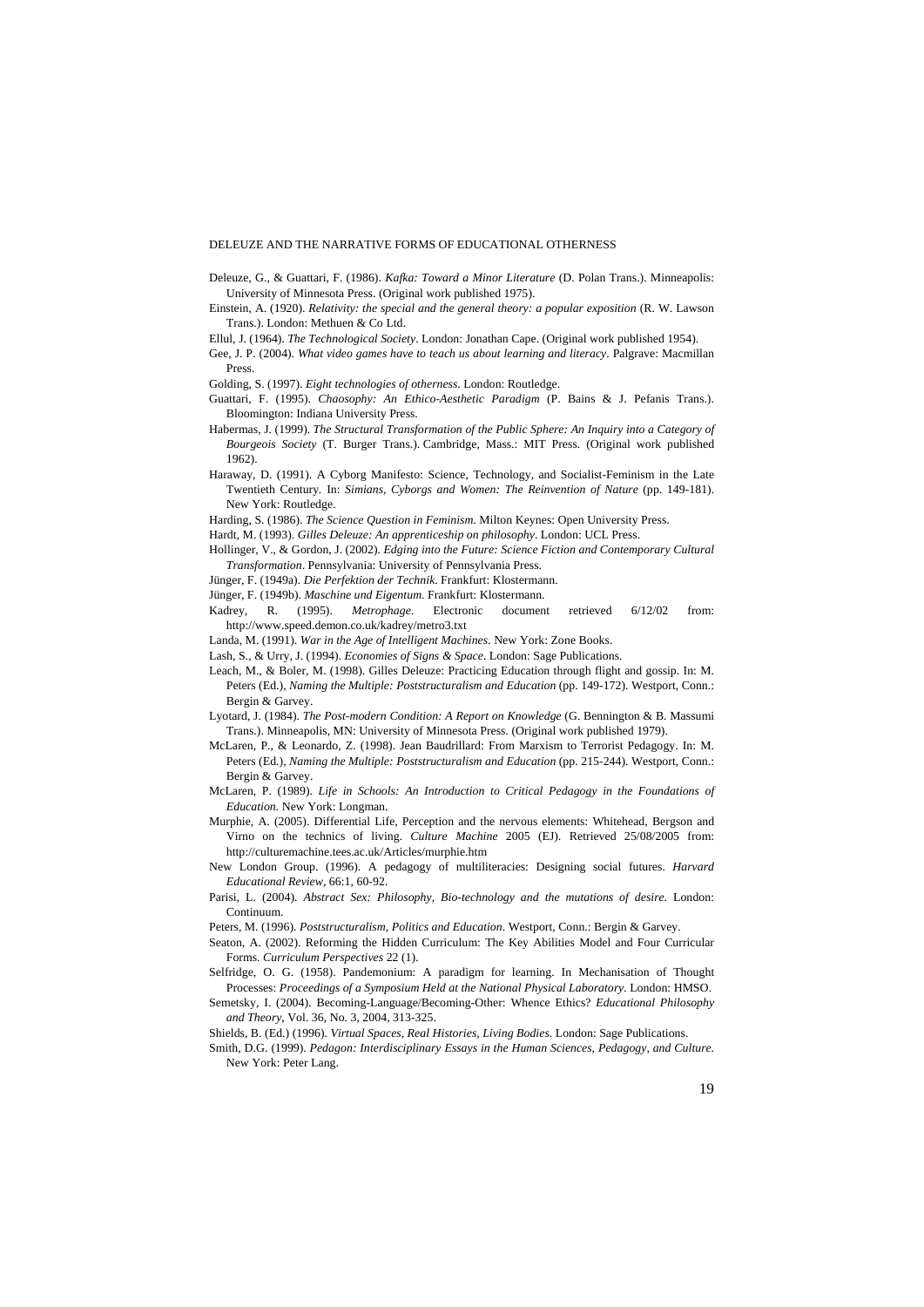Deleuze, G., & Guattari, F. (1986). *Kafka: Toward a Minor Literature* (D. Polan Trans.). Minneapolis: University of Minnesota Press. (Original work published 1975).

Einstein, A. (1920). *Relativity: the special and the general theory: a popular exposition* (R. W. Lawson Trans.). London: Methuen & Co Ltd.

Ellul, J. (1964). *The Technological Society*. London: Jonathan Cape. (Original work published 1954).

Gee, J. P. (2004). *What video games have to teach us about learning and literacy*. Palgrave: Macmillan Press.

Golding, S. (1997). *Eight technologies of otherness*. London: Routledge.

Guattari, F. (1995). *Chaosophy: An Ethico-Aesthetic Paradigm* (P. Bains & J. Pefanis Trans.). Bloomington: Indiana University Press.

Habermas, J. (1999). *The Structural Transformation of the Public Sphere: An Inquiry into a Category of Bourgeois Society* (T. Burger Trans.). Cambridge, Mass.: MIT Press. (Original work published 1962).

Haraway, D. (1991). A Cyborg Manifesto: Science, Technology, and Socialist-Feminism in the Late Twentieth Century. In: *Simians, Cyborgs and Women: The Reinvention of Nature* (pp. 149-181). New York: Routledge.

Harding, S. (1986). *The Science Question in Feminism*. Milton Keynes: Open University Press.

Hardt, M. (1993). *Gilles Deleuze: An apprenticeship on philosophy*. London: UCL Press.

Hollinger, V., & Gordon, J. (2002). *Edging into the Future: Science Fiction and Contemporary Cultural Transformation*. Pennsylvania: University of Pennsylvania Press.

Jünger, F. (1949a). *Die Perfektion der Technik*. Frankfurt: Klostermann.

Jünger, F. (1949b). *Maschine und Eigentum*. Frankfurt: Klostermann.

Kadrey, R. (1995). *Metrophage*. Electronic document retrieved 6/12/02 from: http://www.speed.demon.co.uk/kadrey/metro3.txt

Landa, M. (1991). *War in the Age of Intelligent Machines*. New York: Zone Books.

Lash, S., & Urry, J. (1994). *Economies of Signs & Space*. London: Sage Publications.

Leach, M., & Boler, M. (1998). Gilles Deleuze: Practicing Education through flight and gossip. In: M. Peters (Ed.), *Naming the Multiple: Poststructuralism and Education* (pp. 149-172). Westport, Conn.: Bergin & Garvey.

Lyotard, J. (1984). *The Post-modern Condition: A Report on Knowledge* (G. Bennington & B. Massumi Trans.). Minneapolis, MN: University of Minnesota Press. (Original work published 1979).

McLaren, P., & Leonardo, Z. (1998). Jean Baudrillard: From Marxism to Terrorist Pedagogy. In: M. Peters (Ed.), *Naming the Multiple: Poststructuralism and Education* (pp. 215-244). Westport, Conn.: Bergin & Garvey.

McLaren, P. (1989). *Life in Schools: An Introduction to Critical Pedagogy in the Foundations of Education*. New York: Longman.

Murphie, A. (2005). Differential Life, Perception and the nervous elements: Whitehead, Bergson and Virno on the technics of living. *Culture Machine* 2005 (EJ). Retrieved 25/08/2005 from: http://culturemachine.tees.ac.uk/Articles/murphie.htm

New London Group. (1996). A pedagogy of multiliteracies: Designing social futures. *Harvard Educational Review*, 66:1, 60-92.

Parisi, L. (2004). *Abstract Sex: Philosophy, Bio-technology and the mutations of desire*. London: Continuum.

Peters, M. (1996). *Poststructuralism, Politics and Education*. Westport, Conn.: Bergin & Garvey.

Seaton, A. (2002). Reforming the Hidden Curriculum: The Key Abilities Model and Four Curricular Forms. *Curriculum Perspectives* 22 (1).

Selfridge, O. G. (1958). Pandemonium: A paradigm for learning. In Mechanisation of Thought Processes: *Proceedings of a Symposium Held at the National Physical Laboratory*. London: HMSO.

Semetsky, I. (2004). Becoming-Language/Becoming-Other: Whence Ethics? *Educational Philosophy and Theory*, Vol. 36, No. 3, 2004, 313-325.

Shields, B. (Ed.) (1996). *Virtual Spaces, Real Histories, Living Bodies*. London: Sage Publications.

Smith, D.G. (1999). *Pedagon: Interdisciplinary Essays in the Human Sciences, Pedagogy, and Culture.* New York: Peter Lang.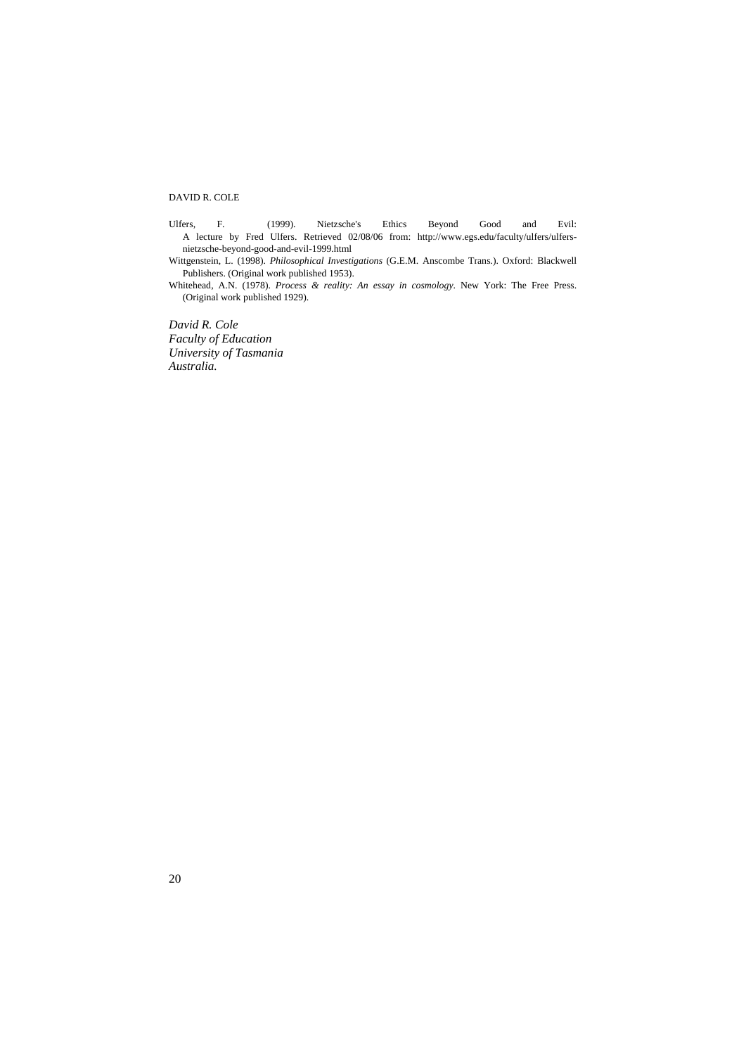Ulfers, F. (1999). Nietzsche's Ethics Beyond Good and Evil: A lecture by Fred Ulfers. Retrieved 02/08/06 from: http://www.egs.edu/faculty/ulfers/ulfers-nietzsche-beyond-good-and-evil-1999.html

Wittgenstein, L. (1998). *Philosophical Investigations* (G.E.M. Anscombe Trans.). Oxford: Blackwell Publishers. (Original work published 1953).

Whitehead, A.N. (1978). *Process & reality: An essay in cosmology*. New York: The Free Press. (Original work published 1929).

*David R. Cole*
*Faculty of Education*
*University of Tasmania*
*Australia.*